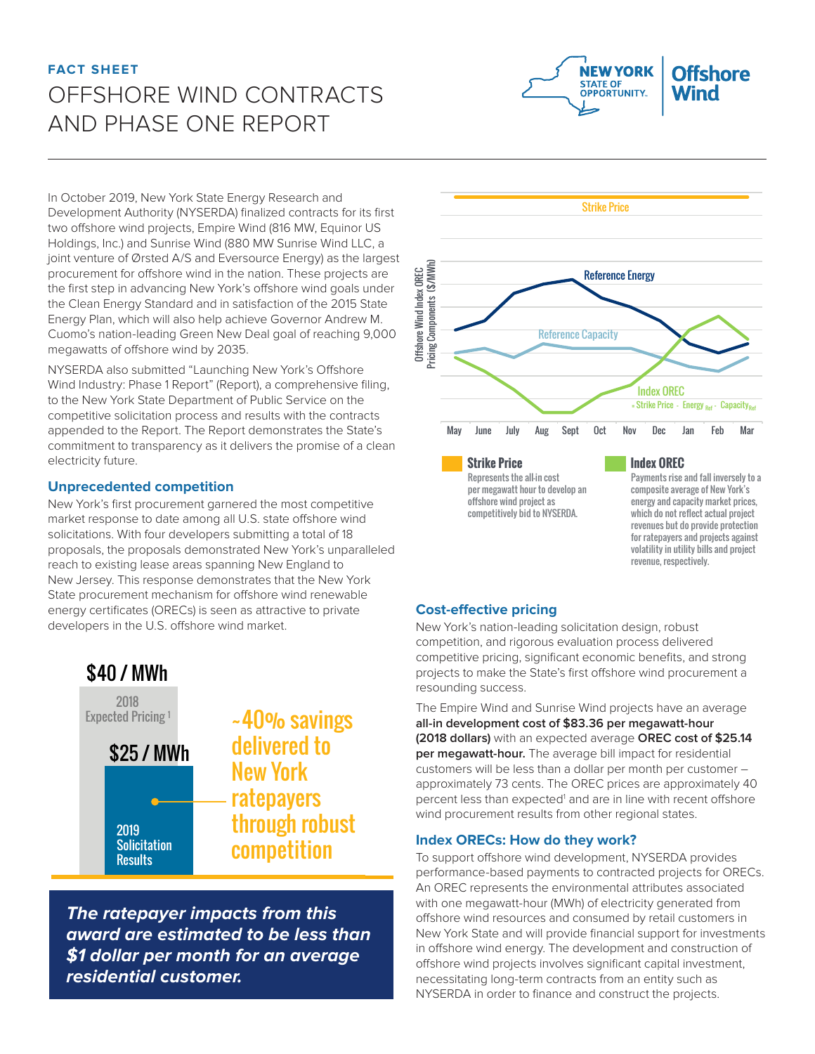**FACT SHEET**

# OFFSHORE WIND CONTRACTS AND PHASE ONE REPORT

NEW YORK STATE OF OPPORTUNITY. | Offshore Wind

In October 2019, New York State Energy Research and Development Authority (NYSERDA) finalized contracts for its first two offshore wind projects, Empire Wind (816 MW, Equinor US Holdings, Inc.) and Sunrise Wind (880 MW Sunrise Wind LLC, a joint venture of Ørsted A/S and Eversource Energy) as the largest procurement for offshore wind in the nation. These projects are the first step in advancing New York's offshore wind goals under the Clean Energy Standard and in satisfaction of the 2015 State Energy Plan, which will also help achieve Governor Andrew M. Cuomo's nation-leading Green New Deal goal of reaching 9,000 megawatts of offshore wind by 2035.

NYSERDA also submitted "Launching New York's Offshore Wind Industry: Phase 1 Report" (Report), a comprehensive filing, to the New York State Department of Public Service on the competitive solicitation process and results with the contracts appended to the Report. The Report demonstrates the State's commitment to transparency as it delivers the promise of a clean electricity future.

## Unprecedented competition

New York's first procurement garnered the most competitive market response to date among all U.S. state offshore wind solicitations. With four developers submitting a total of 18 proposals, the proposals demonstrated New York's unparalleled reach to existing lease areas spanning New England to New Jersey. This response demonstrates that the New York State procurement mechanism for offshore wind renewable energy certificates (ORECs) is seen as attractive to private developers in the U.S. offshore wind market.

$40 / MWh — 2018 Expected Pricing [1]

$25 / MWh — 2019 Solicitation Results

~40% savings delivered to New York ratepayers through robust competition

***The ratepayer impacts from this award are estimated to be less than $1 dollar per month for an average residential customer.***

Offshore Wind Index OREC Pricing Components ($/MWh): Strike Price; Reference Energy; Reference Capacity; Index OREC = Strike Price - Energy$_{Ref}$ - Capacity$_{Ref}$ (May, June, July, Aug, Sept, Oct, Nov, Dec, Jan, Feb, Mar)

**Strike Price**
Represents the all-in cost per megawatt hour to develop an offshore wind project as competitively bid to NYSERDA.

**Index OREC**
Payments rise and fall inversely to a composite average of New York's energy and capacity market prices, which do not reflect actual project revenues but do provide protection for ratepayers and projects against volatility in utility bills and project revenue, respectively.

## Cost-effective pricing

New York's nation-leading solicitation design, robust competition, and rigorous evaluation process delivered competitive pricing, significant economic benefits, and strong projects to make the State's first offshore wind procurement a resounding success.

The Empire Wind and Sunrise Wind projects have an average **all-in development cost of $83.36 per megawatt-hour (2018 dollars)** with an expected average **OREC cost of $25.14 per megawatt-hour.** The average bill impact for residential customers will be less than a dollar per month per customer – approximately 73 cents. The OREC prices are approximately 40 percent less than expected[1] and are in line with recent offshore wind procurement results from other regional states.

## Index ORECs: How do they work?

To support offshore wind development, NYSERDA provides performance-based payments to contracted projects for ORECs. An OREC represents the environmental attributes associated with one megawatt-hour (MWh) of electricity generated from offshore wind resources and consumed by retail customers in New York State and will provide financial support for investments in offshore wind energy. The development and construction of offshore wind projects involves significant capital investment, necessitating long-term contracts from an entity such as NYSERDA in order to finance and construct the projects.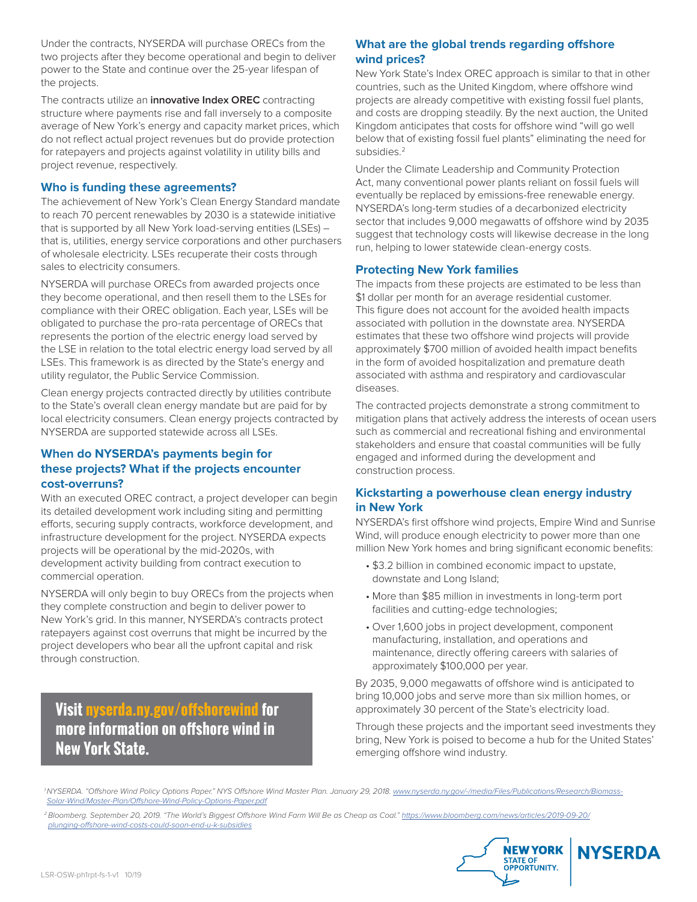Under the contracts, NYSERDA will purchase ORECs from the two projects after they become operational and begin to deliver power to the State and continue over the 25-year lifespan of the projects.

The contracts utilize an **innovative Index OREC** contracting structure where payments rise and fall inversely to a composite average of New York's energy and capacity market prices, which do not reflect actual project revenues but do provide protection for ratepayers and projects against volatility in utility bills and project revenue, respectively.

## Who is funding these agreements?

The achievement of New York's Clean Energy Standard mandate to reach 70 percent renewables by 2030 is a statewide initiative that is supported by all New York load-serving entities (LSEs) – that is, utilities, energy service corporations and other purchasers of wholesale electricity. LSEs recuperate their costs through sales to electricity consumers.

NYSERDA will purchase ORECs from awarded projects once they become operational, and then resell them to the LSEs for compliance with their OREC obligation. Each year, LSEs will be obligated to purchase the pro-rata percentage of ORECs that represents the portion of the electric energy load served by the LSE in relation to the total electric energy load served by all LSEs. This framework is as directed by the State's energy and utility regulator, the Public Service Commission.

Clean energy projects contracted directly by utilities contribute to the State's overall clean energy mandate but are paid for by local electricity consumers. Clean energy projects contracted by NYSERDA are supported statewide across all LSEs.

## When do NYSERDA's payments begin for these projects? What if the projects encounter cost-overruns?

With an executed OREC contract, a project developer can begin its detailed development work including siting and permitting efforts, securing supply contracts, workforce development, and infrastructure development for the project. NYSERDA expects projects will be operational by the mid-2020s, with development activity building from contract execution to commercial operation.

NYSERDA will only begin to buy ORECs from the projects when they complete construction and begin to deliver power to New York's grid. In this manner, NYSERDA's contracts protect ratepayers against cost overruns that might be incurred by the project developers who bear all the upfront capital and risk through construction.

**Visit nyserda.ny.gov/offshorewind for more information on offshore wind in New York State.**

## What are the global trends regarding offshore wind prices?

New York State's Index OREC approach is similar to that in other countries, such as the United Kingdom, where offshore wind projects are already competitive with existing fossil fuel plants, and costs are dropping steadily. By the next auction, the United Kingdom anticipates that costs for offshore wind "will go well below that of existing fossil fuel plants" eliminating the need for subsidies.[2]

Under the Climate Leadership and Community Protection Act, many conventional power plants reliant on fossil fuels will eventually be replaced by emissions-free renewable energy. NYSERDA's long-term studies of a decarbonized electricity sector that includes 9,000 megawatts of offshore wind by 2035 suggest that technology costs will likewise decrease in the long run, helping to lower statewide clean-energy costs.

## Protecting New York families

The impacts from these projects are estimated to be less than $1 dollar per month for an average residential customer. This figure does not account for the avoided health impacts associated with pollution in the downstate area. NYSERDA estimates that these two offshore wind projects will provide approximately $700 million of avoided health impact benefits in the form of avoided hospitalization and premature death associated with asthma and respiratory and cardiovascular diseases.

The contracted projects demonstrate a strong commitment to mitigation plans that actively address the interests of ocean users such as commercial and recreational fishing and environmental stakeholders and ensure that coastal communities will be fully engaged and informed during the development and construction process.

## Kickstarting a powerhouse clean energy industry in New York

NYSERDA's first offshore wind projects, Empire Wind and Sunrise Wind, will produce enough electricity to power more than one million New York homes and bring significant economic benefits:

- $3.2 billion in combined economic impact to upstate, downstate and Long Island;
- More than $85 million in investments in long-term port facilities and cutting-edge technologies;
- Over 1,600 jobs in project development, component manufacturing, installation, and operations and maintenance, directly offering careers with salaries of approximately $100,000 per year.

By 2035, 9,000 megawatts of offshore wind is anticipated to bring 10,000 jobs and serve more than six million homes, or approximately 30 percent of the State's electricity load.

Through these projects and the important seed investments they bring, New York is poised to become a hub for the United States' emerging offshore wind industry.

---

[1] *NYSERDA. "Offshore Wind Policy Options Paper." NYS Offshore Wind Master Plan. January 29, 2018. www.nyserda.ny.gov/-/media/Files/Publications/Research/Biomass-Solar-Wind/Master-Plan/Offshore-Wind-Policy-Options-Paper.pdf*

[2] *Bloomberg. September 20, 2019. "The World's Biggest Offshore Wind Farm Will Be as Cheap as Coal." https://www.bloomberg.com/news/articles/2019-09-20/plunging-offshore-wind-costs-could-soon-end-u-k-subsidies*

LSR-OSW-ph1rpt-fs-1-v1 10/19